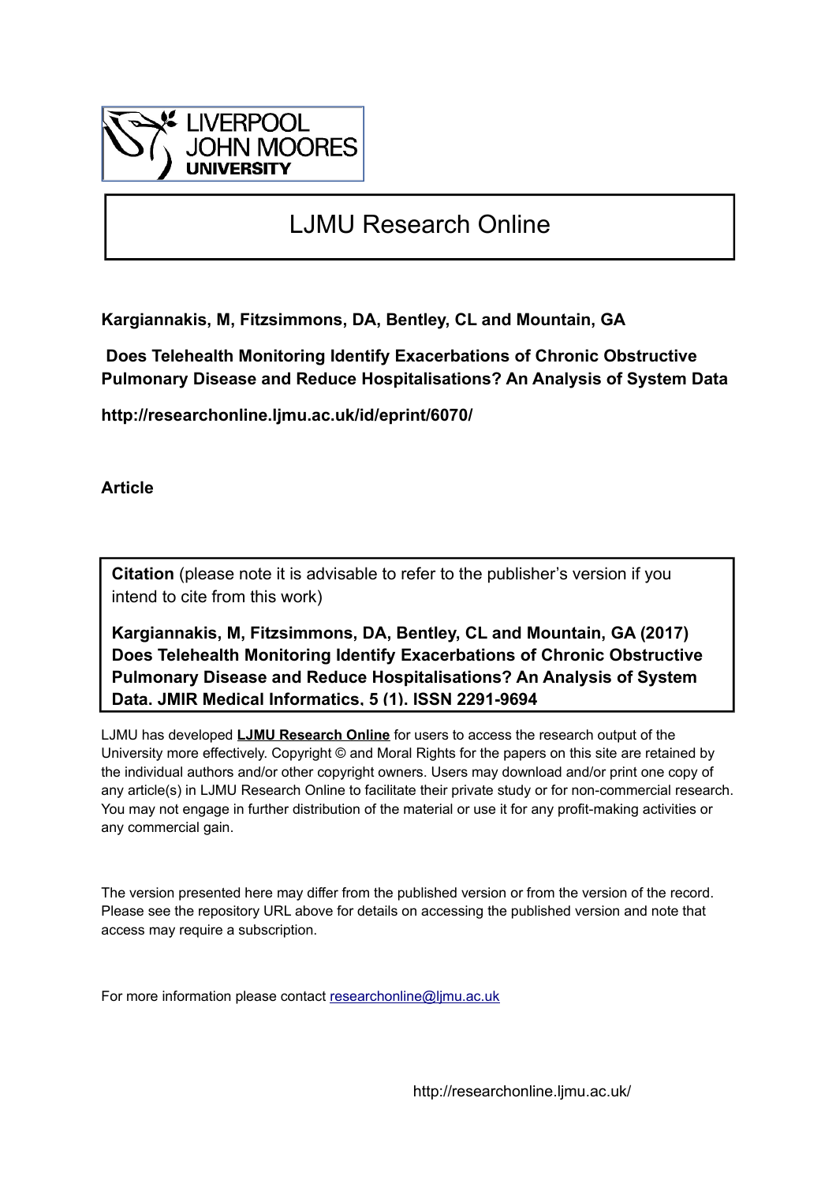LIVERPOOL JOHN MOORES UNIVERSITY

# LJMU Research Online

**Kargiannakis, M, Fitzsimmons, DA, Bentley, CL and Mountain, GA**

**Does Telehealth Monitoring Identify Exacerbations of Chronic Obstructive Pulmonary Disease and Reduce Hospitalisations? An Analysis of System Data**

**http://researchonline.ljmu.ac.uk/id/eprint/6070/**

**Article**

**Citation** (please note it is advisable to refer to the publisher's version if you intend to cite from this work)

**Kargiannakis, M, Fitzsimmons, DA, Bentley, CL and Mountain, GA (2017) Does Telehealth Monitoring Identify Exacerbations of Chronic Obstructive Pulmonary Disease and Reduce Hospitalisations? An Analysis of System Data. JMIR Medical Informatics, 5 (1). ISSN 2291-9694**

LJMU has developed **LJMU Research Online** for users to access the research output of the University more effectively. Copyright © and Moral Rights for the papers on this site are retained by the individual authors and/or other copyright owners. Users may download and/or print one copy of any article(s) in LJMU Research Online to facilitate their private study or for non-commercial research. You may not engage in further distribution of the material or use it for any profit-making activities or any commercial gain.

The version presented here may differ from the published version or from the version of the record. Please see the repository URL above for details on accessing the published version and note that access may require a subscription.

For more information please contact researchonline@ljmu.ac.uk

http://researchonline.ljmu.ac.uk/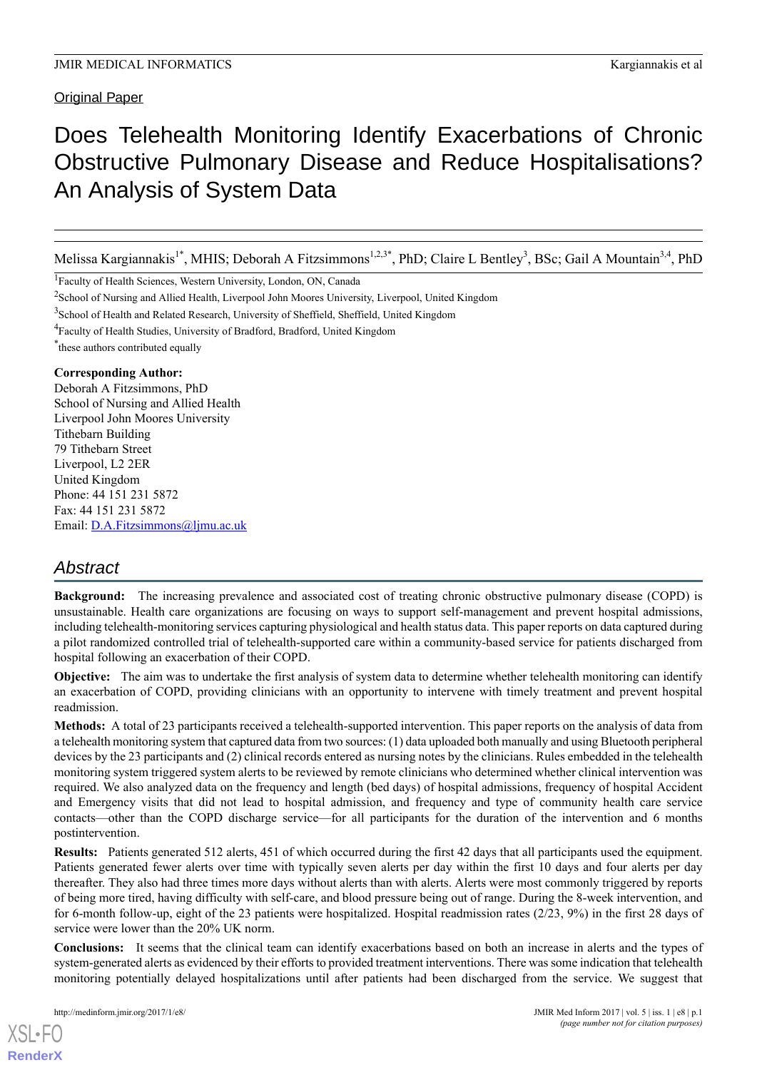Original Paper

# Does Telehealth Monitoring Identify Exacerbations of Chronic Obstructive Pulmonary Disease and Reduce Hospitalisations? An Analysis of System Data

Melissa Kargiannakis[1*], MHIS; Deborah A Fitzsimmons[1,2,3*], PhD; Claire L Bentley[3], BSc; Gail A Mountain[3,4], PhD

[1]Faculty of Health Sciences, Western University, London, ON, Canada

[2]School of Nursing and Allied Health, Liverpool John Moores University, Liverpool, United Kingdom

[3]School of Health and Related Research, University of Sheffield, Sheffield, United Kingdom

[4]Faculty of Health Studies, University of Bradford, Bradford, United Kingdom

[*]these authors contributed equally

**Corresponding Author:**
Deborah A Fitzsimmons, PhD
School of Nursing and Allied Health
Liverpool John Moores University
Tithebarn Building
79 Tithebarn Street
Liverpool, L2 2ER
United Kingdom
Phone: 44 151 231 5872
Fax: 44 151 231 5872
Email: D.A.Fitzsimmons@ljmu.ac.uk

## Abstract

**Background:** The increasing prevalence and associated cost of treating chronic obstructive pulmonary disease (COPD) is unsustainable. Health care organizations are focusing on ways to support self-management and prevent hospital admissions, including telehealth-monitoring services capturing physiological and health status data. This paper reports on data captured during a pilot randomized controlled trial of telehealth-supported care within a community-based service for patients discharged from hospital following an exacerbation of their COPD.

**Objective:** The aim was to undertake the first analysis of system data to determine whether telehealth monitoring can identify an exacerbation of COPD, providing clinicians with an opportunity to intervene with timely treatment and prevent hospital readmission.

**Methods:** A total of 23 participants received a telehealth-supported intervention. This paper reports on the analysis of data from a telehealth monitoring system that captured data from two sources: (1) data uploaded both manually and using Bluetooth peripheral devices by the 23 participants and (2) clinical records entered as nursing notes by the clinicians. Rules embedded in the telehealth monitoring system triggered system alerts to be reviewed by remote clinicians who determined whether clinical intervention was required. We also analyzed data on the frequency and length (bed days) of hospital admissions, frequency of hospital Accident and Emergency visits that did not lead to hospital admission, and frequency and type of community health care service contacts—other than the COPD discharge service—for all participants for the duration of the intervention and 6 months postintervention.

**Results:** Patients generated 512 alerts, 451 of which occurred during the first 42 days that all participants used the equipment. Patients generated fewer alerts over time with typically seven alerts per day within the first 10 days and four alerts per day thereafter. They also had three times more days without alerts than with alerts. Alerts were most commonly triggered by reports of being more tired, having difficulty with self-care, and blood pressure being out of range. During the 8-week intervention, and for 6-month follow-up, eight of the 23 patients were hospitalized. Hospital readmission rates (2/23, 9%) in the first 28 days of service were lower than the 20% UK norm.

**Conclusions:** It seems that the clinical team can identify exacerbations based on both an increase in alerts and the types of system-generated alerts as evidenced by their efforts to provided treatment interventions. There was some indication that telehealth monitoring potentially delayed hospitalizations until after patients had been discharged from the service. We suggest that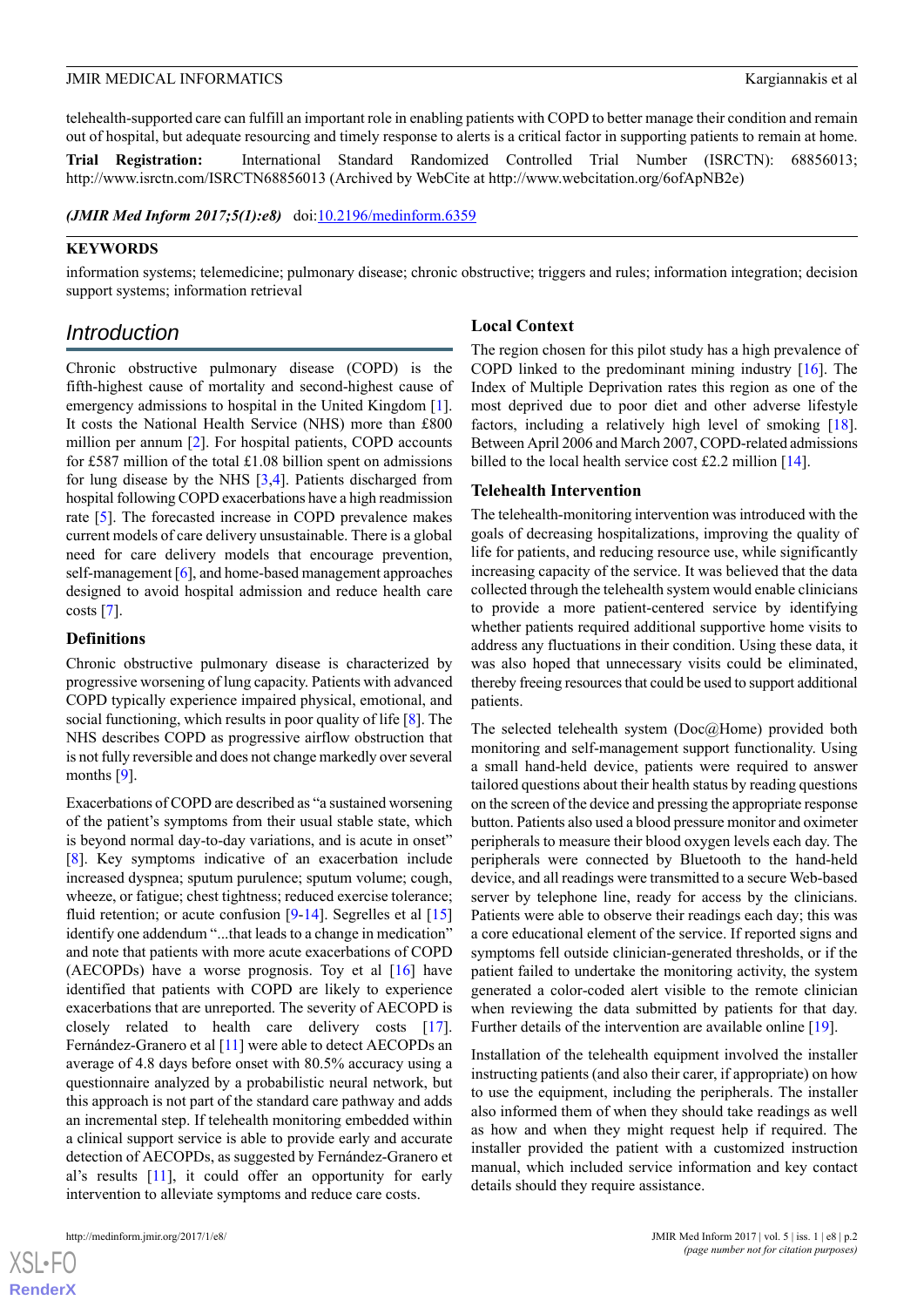telehealth-supported care can fulfill an important role in enabling patients with COPD to better manage their condition and remain out of hospital, but adequate resourcing and timely response to alerts is a critical factor in supporting patients to remain at home.

**Trial Registration:** International Standard Randomized Controlled Trial Number (ISRCTN): 68856013; http://www.isrctn.com/ISRCTN68856013 (Archived by WebCite at http://www.webcitation.org/6ofApNB2e)

***(JMIR Med Inform 2017;5(1):e8)*** doi:10.2196/medinform.6359

**KEYWORDS**

information systems; telemedicine; pulmonary disease; chronic obstructive; triggers and rules; information integration; decision support systems; information retrieval

## Introduction

Chronic obstructive pulmonary disease (COPD) is the fifth-highest cause of mortality and second-highest cause of emergency admissions to hospital in the United Kingdom [1]. It costs the National Health Service (NHS) more than £800 million per annum [2]. For hospital patients, COPD accounts for £587 million of the total £1.08 billion spent on admissions for lung disease by the NHS [3,4]. Patients discharged from hospital following COPD exacerbations have a high readmission rate [5]. The forecasted increase in COPD prevalence makes current models of care delivery unsustainable. There is a global need for care delivery models that encourage prevention, self-management [6], and home-based management approaches designed to avoid hospital admission and reduce health care costs [7].

### Definitions

Chronic obstructive pulmonary disease is characterized by progressive worsening of lung capacity. Patients with advanced COPD typically experience impaired physical, emotional, and social functioning, which results in poor quality of life [8]. The NHS describes COPD as progressive airflow obstruction that is not fully reversible and does not change markedly over several months [9].

Exacerbations of COPD are described as "a sustained worsening of the patient's symptoms from their usual stable state, which is beyond normal day-to-day variations, and is acute in onset" [8]. Key symptoms indicative of an exacerbation include increased dyspnea; sputum purulence; sputum volume; cough, wheeze, or fatigue; chest tightness; reduced exercise tolerance; fluid retention; or acute confusion [9-14]. Segrelles et al [15] identify one addendum "...that leads to a change in medication" and note that patients with more acute exacerbations of COPD (AECOPDs) have a worse prognosis. Toy et al [16] have identified that patients with COPD are likely to experience exacerbations that are unreported. The severity of AECOPD is closely related to health care delivery costs [17]. Fernández-Granero et al [11] were able to detect AECOPDs an average of 4.8 days before onset with 80.5% accuracy using a questionnaire analyzed by a probabilistic neural network, but this approach is not part of the standard care pathway and adds an incremental step. If telehealth monitoring embedded within a clinical support service is able to provide early and accurate detection of AECOPDs, as suggested by Fernández-Granero et al's results [11], it could offer an opportunity for early intervention to alleviate symptoms and reduce care costs.

### Local Context

The region chosen for this pilot study has a high prevalence of COPD linked to the predominant mining industry [16]. The Index of Multiple Deprivation rates this region as one of the most deprived due to poor diet and other adverse lifestyle factors, including a relatively high level of smoking [18]. Between April 2006 and March 2007, COPD-related admissions billed to the local health service cost £2.2 million [14].

### Telehealth Intervention

The telehealth-monitoring intervention was introduced with the goals of decreasing hospitalizations, improving the quality of life for patients, and reducing resource use, while significantly increasing capacity of the service. It was believed that the data collected through the telehealth system would enable clinicians to provide a more patient-centered service by identifying whether patients required additional supportive home visits to address any fluctuations in their condition. Using these data, it was also hoped that unnecessary visits could be eliminated, thereby freeing resources that could be used to support additional patients.

The selected telehealth system (Doc@Home) provided both monitoring and self-management support functionality. Using a small hand-held device, patients were required to answer tailored questions about their health status by reading questions on the screen of the device and pressing the appropriate response button. Patients also used a blood pressure monitor and oximeter peripherals to measure their blood oxygen levels each day. The peripherals were connected by Bluetooth to the hand-held device, and all readings were transmitted to a secure Web-based server by telephone line, ready for access by the clinicians. Patients were able to observe their readings each day; this was a core educational element of the service. If reported signs and symptoms fell outside clinician-generated thresholds, or if the patient failed to undertake the monitoring activity, the system generated a color-coded alert visible to the remote clinician when reviewing the data submitted by patients for that day. Further details of the intervention are available online [19].

Installation of the telehealth equipment involved the installer instructing patients (and also their carer, if appropriate) on how to use the equipment, including the peripherals. The installer also informed them of when they should take readings as well as how and when they might request help if required. The installer provided the patient with a customized instruction manual, which included service information and key contact details should they require assistance.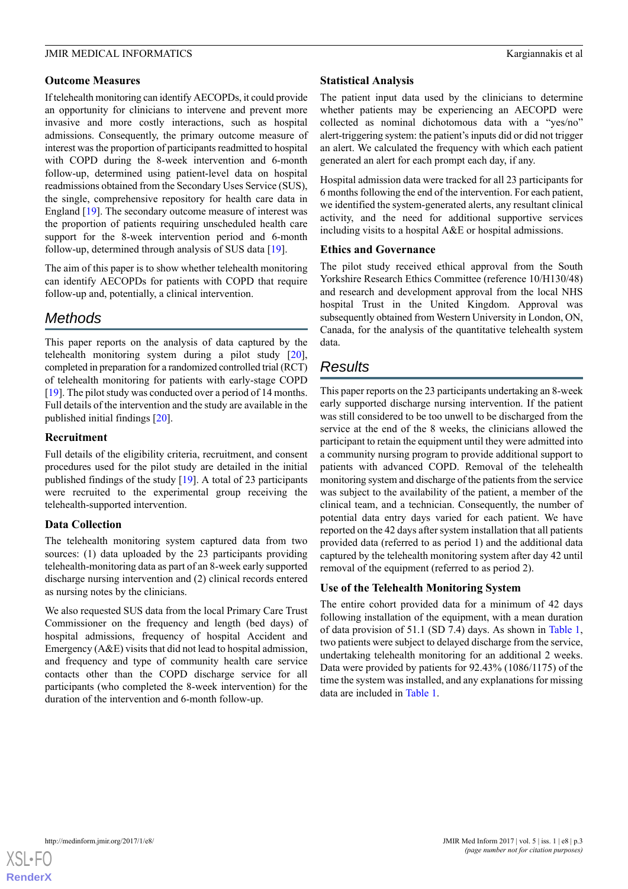### Outcome Measures

If telehealth monitoring can identify AECOPDs, it could provide an opportunity for clinicians to intervene and prevent more invasive and more costly interactions, such as hospital admissions. Consequently, the primary outcome measure of interest was the proportion of participants readmitted to hospital with COPD during the 8-week intervention and 6-month follow-up, determined using patient-level data on hospital readmissions obtained from the Secondary Uses Service (SUS), the single, comprehensive repository for health care data in England [19]. The secondary outcome measure of interest was the proportion of patients requiring unscheduled health care support for the 8-week intervention period and 6-month follow-up, determined through analysis of SUS data [19].

The aim of this paper is to show whether telehealth monitoring can identify AECOPDs for patients with COPD that require follow-up and, potentially, a clinical intervention.

## Methods

This paper reports on the analysis of data captured by the telehealth monitoring system during a pilot study [20], completed in preparation for a randomized controlled trial (RCT) of telehealth monitoring for patients with early-stage COPD [19]. The pilot study was conducted over a period of 14 months. Full details of the intervention and the study are available in the published initial findings [20].

### Recruitment

Full details of the eligibility criteria, recruitment, and consent procedures used for the pilot study are detailed in the initial published findings of the study [19]. A total of 23 participants were recruited to the experimental group receiving the telehealth-supported intervention.

### Data Collection

The telehealth monitoring system captured data from two sources: (1) data uploaded by the 23 participants providing telehealth-monitoring data as part of an 8-week early supported discharge nursing intervention and (2) clinical records entered as nursing notes by the clinicians.

We also requested SUS data from the local Primary Care Trust Commissioner on the frequency and length (bed days) of hospital admissions, frequency of hospital Accident and Emergency (A&E) visits that did not lead to hospital admission, and frequency and type of community health care service contacts other than the COPD discharge service for all participants (who completed the 8-week intervention) for the duration of the intervention and 6-month follow-up.

### Statistical Analysis

The patient input data used by the clinicians to determine whether patients may be experiencing an AECOPD were collected as nominal dichotomous data with a "yes/no" alert-triggering system: the patient's inputs did or did not trigger an alert. We calculated the frequency with which each patient generated an alert for each prompt each day, if any.

Hospital admission data were tracked for all 23 participants for 6 months following the end of the intervention. For each patient, we identified the system-generated alerts, any resultant clinical activity, and the need for additional supportive services including visits to a hospital A&E or hospital admissions.

### Ethics and Governance

The pilot study received ethical approval from the South Yorkshire Research Ethics Committee (reference 10/H130/48) and research and development approval from the local NHS hospital Trust in the United Kingdom. Approval was subsequently obtained from Western University in London, ON, Canada, for the analysis of the quantitative telehealth system data.

## Results

This paper reports on the 23 participants undertaking an 8-week early supported discharge nursing intervention. If the patient was still considered to be too unwell to be discharged from the service at the end of the 8 weeks, the clinicians allowed the participant to retain the equipment until they were admitted into a community nursing program to provide additional support to patients with advanced COPD. Removal of the telehealth monitoring system and discharge of the patients from the service was subject to the availability of the patient, a member of the clinical team, and a technician. Consequently, the number of potential data entry days varied for each patient. We have reported on the 42 days after system installation that all patients provided data (referred to as period 1) and the additional data captured by the telehealth monitoring system after day 42 until removal of the equipment (referred to as period 2).

### Use of the Telehealth Monitoring System

The entire cohort provided data for a minimum of 42 days following installation of the equipment, with a mean duration of data provision of 51.1 (SD 7.4) days. As shown in Table 1, two patients were subject to delayed discharge from the service, undertaking telehealth monitoring for an additional 2 weeks. Data were provided by patients for 92.43% (1086/1175) of the time the system was installed, and any explanations for missing data are included in Table 1.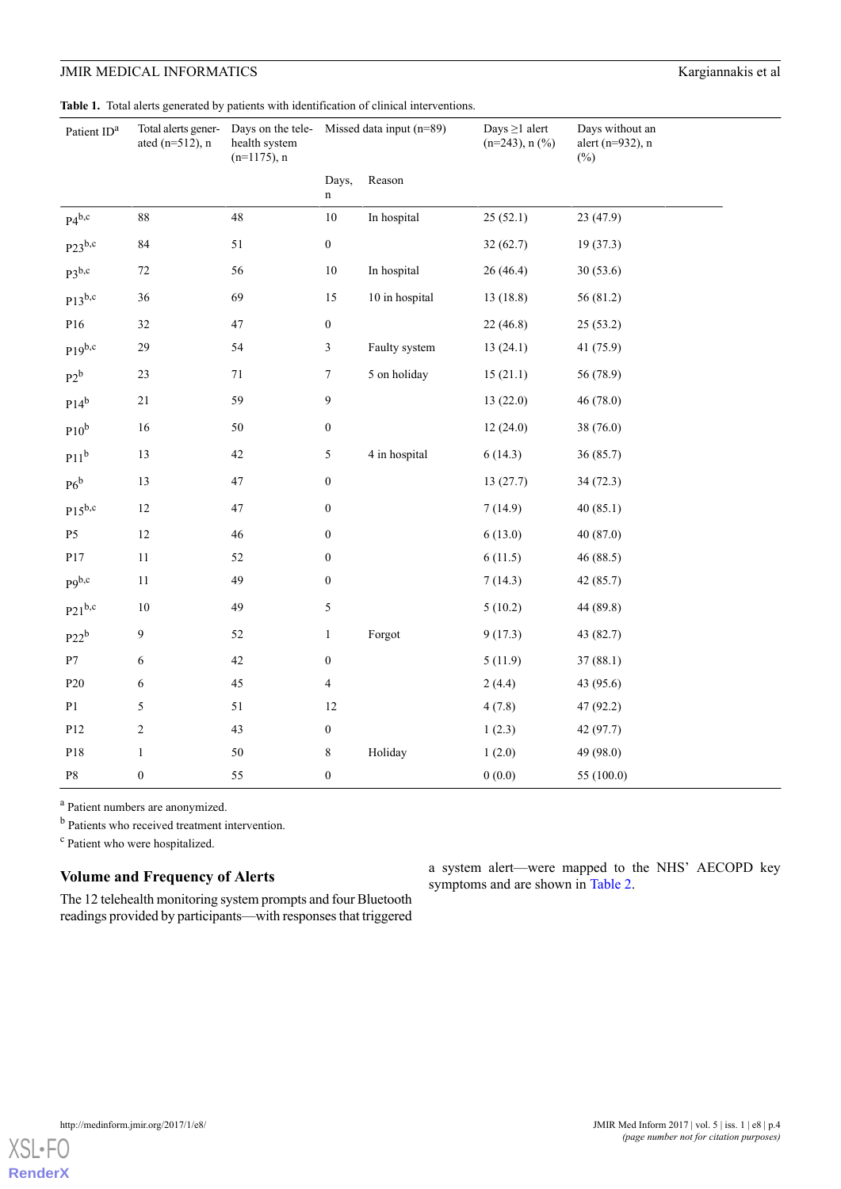**Table 1.** Total alerts generated by patients with identification of clinical interventions.

| Patient ID[a] | Total alerts generated (n=512), n | Days on the telehealth system (n=1175), n | Missed data input (n=89) | | Days ≥1 alert (n=243), n (%) | Days without an alert (n=932), n (%) |
|---|---|---|---|---|---|---|
| | | | Days, n | Reason | | |
| P4[b,c] | 88 | 48 | 10 | In hospital | 25 (52.1) | 23 (47.9) |
| P23[b,c] | 84 | 51 | 0 | | 32 (62.7) | 19 (37.3) |
| P3[b,c] | 72 | 56 | 10 | In hospital | 26 (46.4) | 30 (53.6) |
| P13[b,c] | 36 | 69 | 15 | 10 in hospital | 13 (18.8) | 56 (81.2) |
| P16 | 32 | 47 | 0 | | 22 (46.8) | 25 (53.2) |
| P19[b,c] | 29 | 54 | 3 | Faulty system | 13 (24.1) | 41 (75.9) |
| P2[b] | 23 | 71 | 7 | 5 on holiday | 15 (21.1) | 56 (78.9) |
| P14[b] | 21 | 59 | 9 | | 13 (22.0) | 46 (78.0) |
| P10[b] | 16 | 50 | 0 | | 12 (24.0) | 38 (76.0) |
| P11[b] | 13 | 42 | 5 | 4 in hospital | 6 (14.3) | 36 (85.7) |
| P6[b] | 13 | 47 | 0 | | 13 (27.7) | 34 (72.3) |
| P15[b,c] | 12 | 47 | 0 | | 7 (14.9) | 40 (85.1) |
| P5 | 12 | 46 | 0 | | 6 (13.0) | 40 (87.0) |
| P17 | 11 | 52 | 0 | | 6 (11.5) | 46 (88.5) |
| P9[b,c] | 11 | 49 | 0 | | 7 (14.3) | 42 (85.7) |
| P21[b,c] | 10 | 49 | 5 | | 5 (10.2) | 44 (89.8) |
| P22[b] | 9 | 52 | 1 | Forgot | 9 (17.3) | 43 (82.7) |
| P7 | 6 | 42 | 0 | | 5 (11.9) | 37 (88.1) |
| P20 | 6 | 45 | 4 | | 2 (4.4) | 43 (95.6) |
| P1 | 5 | 51 | 12 | | 4 (7.8) | 47 (92.2) |
| P12 | 2 | 43 | 0 | | 1 (2.3) | 42 (97.7) |
| P18 | 1 | 50 | 8 | Holiday | 1 (2.0) | 49 (98.0) |
| P8 | 0 | 55 | 0 | | 0 (0.0) | 55 (100.0) |

[a] Patient numbers are anonymized.

[b] Patients who received treatment intervention.

[c] Patient who were hospitalized.

### Volume and Frequency of Alerts

The 12 telehealth monitoring system prompts and four Bluetooth readings provided by participants—with responses that triggered a system alert—were mapped to the NHS' AECOPD key symptoms and are shown in Table 2.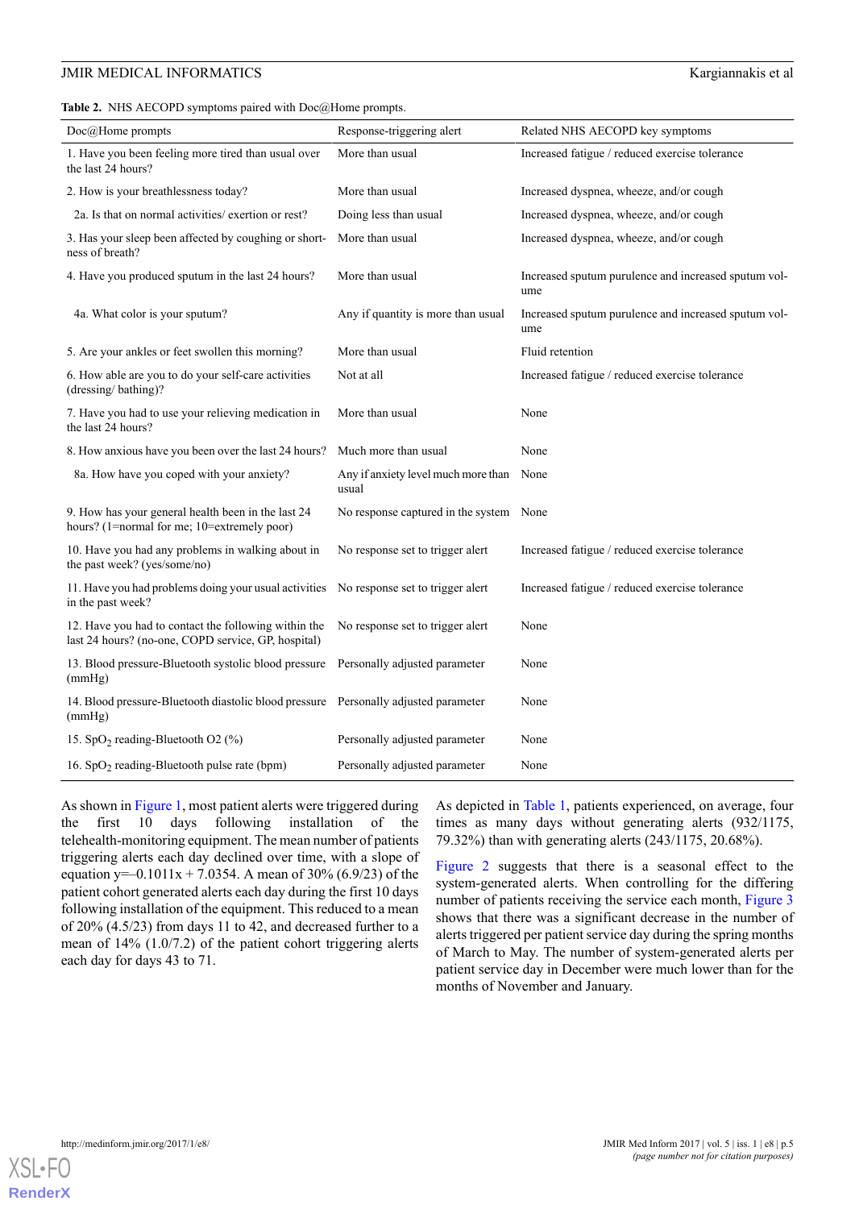**Table 2.** NHS AECOPD symptoms paired with Doc@Home prompts.

| Doc@Home prompts | Response-triggering alert | Related NHS AECOPD key symptoms |
| --- | --- | --- |
| 1. Have you been feeling more tired than usual over the last 24 hours? | More than usual | Increased fatigue / reduced exercise tolerance |
| 2. How is your breathlessness today? | More than usual | Increased dyspnea, wheeze, and/or cough |
| 2a. Is that on normal activities/ exertion or rest? | Doing less than usual | Increased dyspnea, wheeze, and/or cough |
| 3. Has your sleep been affected by coughing or shortness of breath? | More than usual | Increased dyspnea, wheeze, and/or cough |
| 4. Have you produced sputum in the last 24 hours? | More than usual | Increased sputum purulence and increased sputum volume |
| 4a. What color is your sputum? | Any if quantity is more than usual | Increased sputum purulence and increased sputum volume |
| 5. Are your ankles or feet swollen this morning? | More than usual | Fluid retention |
| 6. How able are you to do your self-care activities (dressing/ bathing)? | Not at all | Increased fatigue / reduced exercise tolerance |
| 7. Have you had to use your relieving medication in the last 24 hours? | More than usual | None |
| 8. How anxious have you been over the last 24 hours? | Much more than usual | None |
| 8a. How have you coped with your anxiety? | Any if anxiety level much more than usual | None |
| 9. How has your general health been in the last 24 hours? (1=normal for me; 10=extremely poor) | No response captured in the system | None |
| 10. Have you had any problems in walking about in the past week? (yes/some/no) | No response set to trigger alert | Increased fatigue / reduced exercise tolerance |
| 11. Have you had problems doing your usual activities in the past week? | No response set to trigger alert | Increased fatigue / reduced exercise tolerance |
| 12. Have you had to contact the following within the last 24 hours? (no-one, COPD service, GP, hospital) | No response set to trigger alert | None |
| 13. Blood pressure-Bluetooth systolic blood pressure (mmHg) | Personally adjusted parameter | None |
| 14. Blood pressure-Bluetooth diastolic blood pressure (mmHg) | Personally adjusted parameter | None |
| 15. $SpO_2$ reading-Bluetooth O2 (%) | Personally adjusted parameter | None |
| 16. $SpO_2$ reading-Bluetooth pulse rate (bpm) | Personally adjusted parameter | None |

As shown in Figure 1, most patient alerts were triggered during the first 10 days following installation of the telehealth-monitoring equipment. The mean number of patients triggering alerts each day declined over time, with a slope of equation $y=-0.1011x + 7.0354$. A mean of 30% (6.9/23) of the patient cohort generated alerts each day during the first 10 days following installation of the equipment. This reduced to a mean of 20% (4.5/23) from days 11 to 42, and decreased further to a mean of 14% (1.0/7.2) of the patient cohort triggering alerts each day for days 43 to 71.

As depicted in Table 1, patients experienced, on average, four times as many days without generating alerts (932/1175, 79.32%) than with generating alerts (243/1175, 20.68%).

Figure 2 suggests that there is a seasonal effect to the system-generated alerts. When controlling for the differing number of patients receiving the service each month, Figure 3 shows that there was a significant decrease in the number of alerts triggered per patient service day during the spring months of March to May. The number of system-generated alerts per patient service day in December were much lower than for the months of November and January.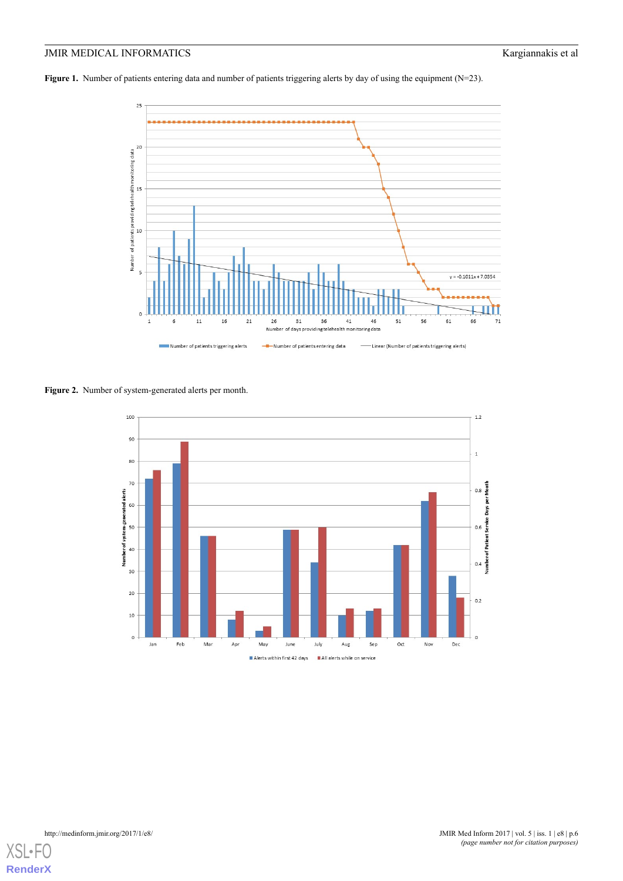**Figure 1.** Number of patients entering data and number of patients triggering alerts by day of using the equipment (N=23).

**Figure 2.** Number of system-generated alerts per month.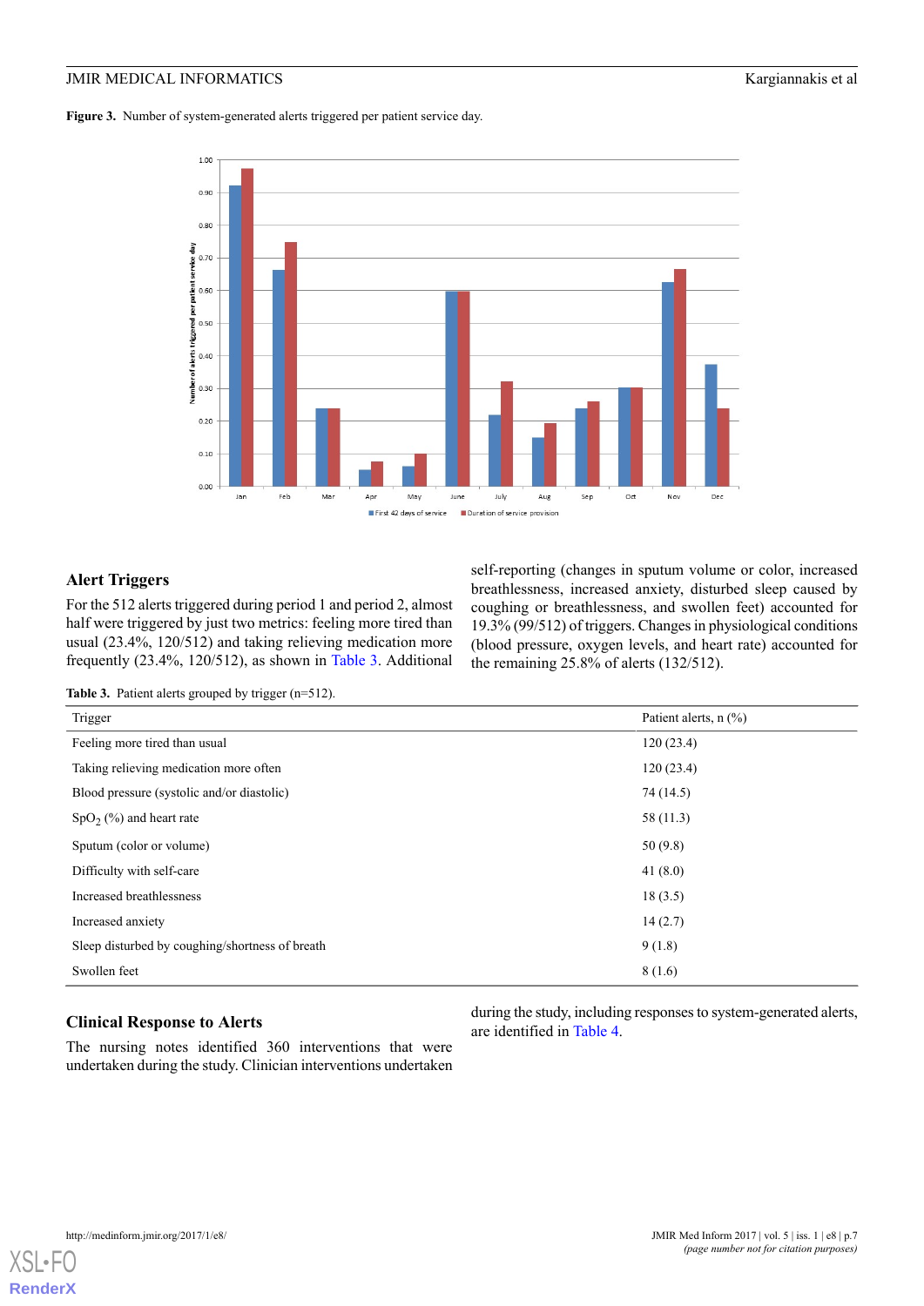**Figure 3.** Number of system-generated alerts triggered per patient service day.

## Alert Triggers

For the 512 alerts triggered during period 1 and period 2, almost half were triggered by just two metrics: feeling more tired than usual (23.4%, 120/512) and taking relieving medication more frequently (23.4%, 120/512), as shown in Table 3. Additional self-reporting (changes in sputum volume or color, increased breathlessness, increased anxiety, disturbed sleep caused by coughing or breathlessness, and swollen feet) accounted for 19.3% (99/512) of triggers. Changes in physiological conditions (blood pressure, oxygen levels, and heart rate) accounted for the remaining 25.8% of alerts (132/512).

**Table 3.** Patient alerts grouped by trigger (n=512).

| Trigger | Patient alerts, n (%) |
|---|---|
| Feeling more tired than usual | 120 (23.4) |
| Taking relieving medication more often | 120 (23.4) |
| Blood pressure (systolic and/or diastolic) | 74 (14.5) |
| $SpO_2$ (%) and heart rate | 58 (11.3) |
| Sputum (color or volume) | 50 (9.8) |
| Difficulty with self-care | 41 (8.0) |
| Increased breathlessness | 18 (3.5) |
| Increased anxiety | 14 (2.7) |
| Sleep disturbed by coughing/shortness of breath | 9 (1.8) |
| Swollen feet | 8 (1.6) |

## Clinical Response to Alerts

The nursing notes identified 360 interventions that were undertaken during the study. Clinician interventions undertaken during the study, including responses to system-generated alerts, are identified in Table 4.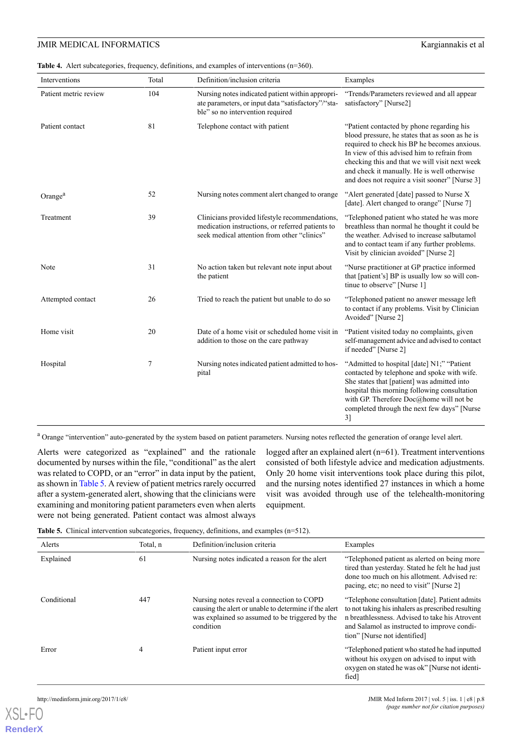**Table 4.** Alert subcategories, frequency, definitions, and examples of interventions (n=360).

| Interventions | Total | Definition/inclusion criteria | Examples |
| --- | --- | --- | --- |
| Patient metric review | 104 | Nursing notes indicated patient within appropriate parameters, or input data "satisfactory"/"stable" so no intervention required | "Trends/Parameters reviewed and all appear satisfactory" [Nurse2] |
| Patient contact | 81 | Telephone contact with patient | "Patient contacted by phone regarding his blood pressure, he states that as soon as he is required to check his BP he becomes anxious. In view of this advised him to refrain from checking this and that we will visit next week and check it manually. He is well otherwise and does not require a visit sooner" [Nurse 3] |
| Orange[a] | 52 | Nursing notes comment alert changed to orange | "Alert generated [date] passed to Nurse X [date]. Alert changed to orange" [Nurse 7] |
| Treatment | 39 | Clinicians provided lifestyle recommendations, medication instructions, or referred patients to seek medical attention from other "clinics" | "Telephoned patient who stated he was more breathless than normal he thought it could be the weather. Advised to increase salbutamol and to contact team if any further problems. Visit by clinician avoided" [Nurse 2] |
| Note | 31 | No action taken but relevant note input about the patient | "Nurse practitioner at GP practice informed that [patient's] BP is usually low so will continue to observe" [Nurse 1] |
| Attempted contact | 26 | Tried to reach the patient but unable to do so | "Telephoned patient no answer message left to contact if any problems. Visit by Clinician Avoided" [Nurse 2] |
| Home visit | 20 | Date of a home visit or scheduled home visit in addition to those on the care pathway | "Patient visited today no complaints, given self-management advice and advised to contact if needed" [Nurse 2] |
| Hospital | 7 | Nursing notes indicated patient admitted to hospital | "Admitted to hospital [date] N1;" "Patient contacted by telephone and spoke with wife. She states that [patient] was admitted into hospital this morning following consultation with GP. Therefore Doc@home will not be completed through the next few days" [Nurse 3] |

[a] Orange "intervention" auto-generated by the system based on patient parameters. Nursing notes reflected the generation of orange level alert.

Alerts were categorized as "explained" and the rationale documented by nurses within the file, "conditional" as the alert was related to COPD, or an "error" in data input by the patient, as shown in Table 5. A review of patient metrics rarely occurred after a system-generated alert, showing that the clinicians were examining and monitoring patient parameters even when alerts were not being generated. Patient contact was almost always logged after an explained alert (n=61). Treatment interventions consisted of both lifestyle advice and medication adjustments. Only 20 home visit interventions took place during this pilot, and the nursing notes identified 27 instances in which a home visit was avoided through use of the telehealth-monitoring equipment.

**Table 5.** Clinical intervention subcategories, frequency, definitions, and examples (n=512).

| Alerts | Total, n | Definition/inclusion criteria | Examples |
| --- | --- | --- | --- |
| Explained | 61 | Nursing notes indicated a reason for the alert | "Telephoned patient as alerted on being more tired than yesterday. Stated he felt he had just done too much on his allotment. Advised re: pacing, etc; no need to visit" [Nurse 2] |
| Conditional | 447 | Nursing notes reveal a connection to COPD causing the alert or unable to determine if the alert was explained so assumed to be triggered by the condition | "Telephone consultation [date]. Patient admits to not taking his inhalers as prescribed resulting n breathlessness. Advised to take his Atrovent and Salamol as instructed to improve condition." [Nurse not identified] |
| Error | 4 | Patient input error | "Telephoned patient who stated he had inputted without his oxygen on advised to input with oxygen on stated he was ok" [Nurse not identified] |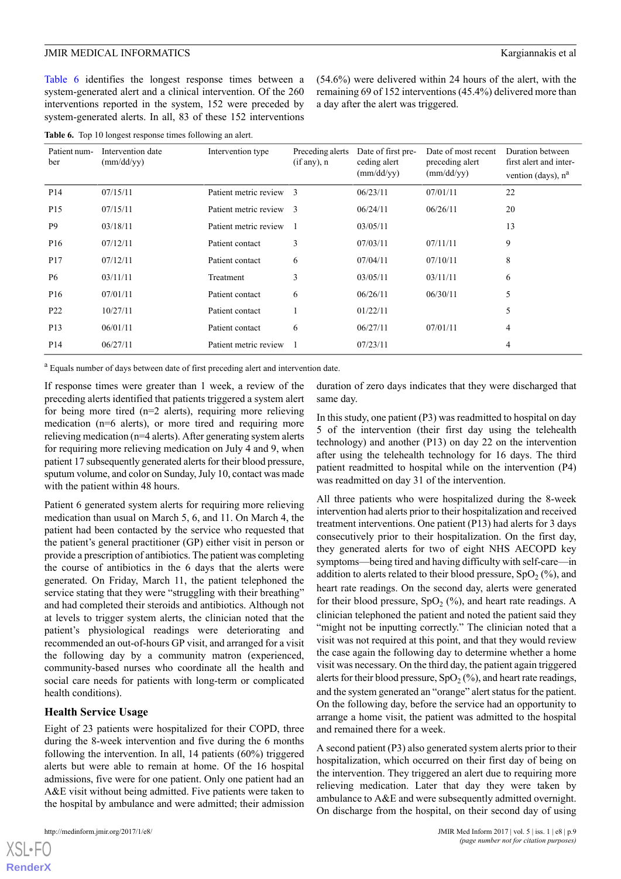Table 6 identifies the longest response times between a system-generated alert and a clinical intervention. Of the 260 interventions reported in the system, 152 were preceded by system-generated alerts. In all, 83 of these 152 interventions (54.6%) were delivered within 24 hours of the alert, with the remaining 69 of 152 interventions (45.4%) delivered more than a day after the alert was triggered.

**Table 6.** Top 10 longest response times following an alert.

| Patient number | Intervention date (mm/dd/yy) | Intervention type | Preceding alerts (if any), n | Date of first preceding alert (mm/dd/yy) | Date of most recent preceding alert (mm/dd/yy) | Duration between first alert and intervention (days), n[a] |
|---|---|---|---|---|---|---|
| P14 | 07/15/11 | Patient metric review | 3 | 06/23/11 | 07/01/11 | 22 |
| P15 | 07/15/11 | Patient metric review | 3 | 06/24/11 | 06/26/11 | 20 |
| P9 | 03/18/11 | Patient metric review | 1 | 03/05/11 | | 13 |
| P16 | 07/12/11 | Patient contact | 3 | 07/03/11 | 07/11/11 | 9 |
| P17 | 07/12/11 | Patient contact | 6 | 07/04/11 | 07/10/11 | 8 |
| P6 | 03/11/11 | Treatment | 3 | 03/05/11 | 03/11/11 | 6 |
| P16 | 07/01/11 | Patient contact | 6 | 06/26/11 | 06/30/11 | 5 |
| P22 | 10/27/11 | Patient contact | 1 | 01/22/11 | | 5 |
| P13 | 06/01/11 | Patient contact | 6 | 06/27/11 | 07/01/11 | 4 |
| P14 | 06/27/11 | Patient metric review | 1 | 07/23/11 | | 4 |

[a] Equals number of days between date of first preceding alert and intervention date.

If response times were greater than 1 week, a review of the preceding alerts identified that patients triggered a system alert for being more tired (n=2 alerts), requiring more relieving medication (n=6 alerts), or more tired and requiring more relieving medication (n=4 alerts). After generating system alerts for requiring more relieving medication on July 4 and 9, when patient 17 subsequently generated alerts for their blood pressure, sputum volume, and color on Sunday, July 10, contact was made with the patient within 48 hours.

Patient 6 generated system alerts for requiring more relieving medication than usual on March 5, 6, and 11. On March 4, the patient had been contacted by the service who requested that the patient's general practitioner (GP) either visit in person or provide a prescription of antibiotics. The patient was completing the course of antibiotics in the 6 days that the alerts were generated. On Friday, March 11, the patient telephoned the service stating that they were "struggling with their breathing" and had completed their steroids and antibiotics. Although not at levels to trigger system alerts, the clinician noted that the patient's physiological readings were deteriorating and recommended an out-of-hours GP visit, and arranged for a visit the following day by a community matron (experienced, community-based nurses who coordinate all the health and social care needs for patients with long-term or complicated health conditions).

## Health Service Usage

Eight of 23 patients were hospitalized for their COPD, three during the 8-week intervention and five during the 6 months following the intervention. In all, 14 patients (60%) triggered alerts but were able to remain at home. Of the 16 hospital admissions, five were for one patient. Only one patient had an A&E visit without being admitted. Five patients were taken to the hospital by ambulance and were admitted; their admission duration of zero days indicates that they were discharged that same day.

In this study, one patient (P3) was readmitted to hospital on day 5 of the intervention (their first day using the telehealth technology) and another (P13) on day 22 on the intervention after using the telehealth technology for 16 days. The third patient readmitted to hospital while on the intervention (P4) was readmitted on day 31 of the intervention.

All three patients who were hospitalized during the 8-week intervention had alerts prior to their hospitalization and received treatment interventions. One patient (P13) had alerts for 3 days consecutively prior to their hospitalization. On the first day, they generated alerts for two of eight NHS AECOPD key symptoms—being tired and having difficulty with self-care—in addition to alerts related to their blood pressure, $SpO_2$ (%), and heart rate readings. On the second day, alerts were generated for their blood pressure, $SpO_2$ (%), and heart rate readings. A clinician telephoned the patient and noted the patient said they "might not be inputting correctly." The clinician noted that a visit was not required at this point, and that they would review the case again the following day to determine whether a home visit was necessary. On the third day, the patient again triggered alerts for their blood pressure, $SpO_2$ (%), and heart rate readings, and the system generated an "orange" alert status for the patient. On the following day, before the service had an opportunity to arrange a home visit, the patient was admitted to the hospital and remained there for a week.

A second patient (P3) also generated system alerts prior to their hospitalization, which occurred on their first day of being on the intervention. They triggered an alert due to requiring more relieving medication. Later that day they were taken by ambulance to A&E and were subsequently admitted overnight. On discharge from the hospital, on their second day of using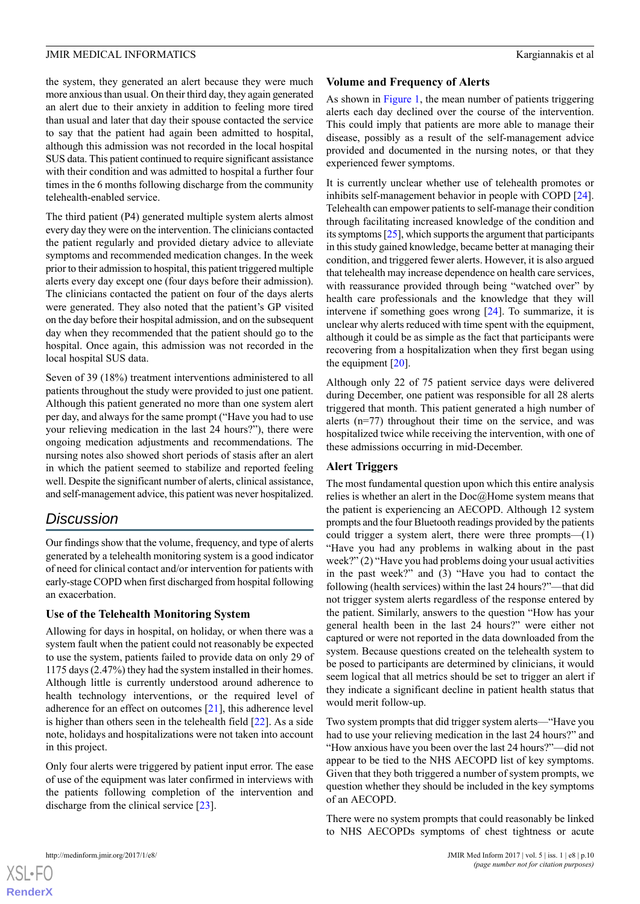the system, they generated an alert because they were much more anxious than usual. On their third day, they again generated an alert due to their anxiety in addition to feeling more tired than usual and later that day their spouse contacted the service to say that the patient had again been admitted to hospital, although this admission was not recorded in the local hospital SUS data. This patient continued to require significant assistance with their condition and was admitted to hospital a further four times in the 6 months following discharge from the community telehealth-enabled service.

The third patient (P4) generated multiple system alerts almost every day they were on the intervention. The clinicians contacted the patient regularly and provided dietary advice to alleviate symptoms and recommended medication changes. In the week prior to their admission to hospital, this patient triggered multiple alerts every day except one (four days before their admission). The clinicians contacted the patient on four of the days alerts were generated. They also noted that the patient's GP visited on the day before their hospital admission, and on the subsequent day when they recommended that the patient should go to the hospital. Once again, this admission was not recorded in the local hospital SUS data.

Seven of 39 (18%) treatment interventions administered to all patients throughout the study were provided to just one patient. Although this patient generated no more than one system alert per day, and always for the same prompt ("Have you had to use your relieving medication in the last 24 hours?"), there were ongoing medication adjustments and recommendations. The nursing notes also showed short periods of stasis after an alert in which the patient seemed to stabilize and reported feeling well. Despite the significant number of alerts, clinical assistance, and self-management advice, this patient was never hospitalized.

## Discussion

Our findings show that the volume, frequency, and type of alerts generated by a telehealth monitoring system is a good indicator of need for clinical contact and/or intervention for patients with early-stage COPD when first discharged from hospital following an exacerbation.

### Use of the Telehealth Monitoring System

Allowing for days in hospital, on holiday, or when there was a system fault when the patient could not reasonably be expected to use the system, patients failed to provide data on only 29 of 1175 days (2.47%) they had the system installed in their homes. Although little is currently understood around adherence to health technology interventions, or the required level of adherence for an effect on outcomes [21], this adherence level is higher than others seen in the telehealth field [22]. As a side note, holidays and hospitalizations were not taken into account in this project.

Only four alerts were triggered by patient input error. The ease of use of the equipment was later confirmed in interviews with the patients following completion of the intervention and discharge from the clinical service [23].

### Volume and Frequency of Alerts

As shown in Figure 1, the mean number of patients triggering alerts each day declined over the course of the intervention. This could imply that patients are more able to manage their disease, possibly as a result of the self-management advice provided and documented in the nursing notes, or that they experienced fewer symptoms.

It is currently unclear whether use of telehealth promotes or inhibits self-management behavior in people with COPD [24]. Telehealth can empower patients to self-manage their condition through facilitating increased knowledge of the condition and its symptoms [25], which supports the argument that participants in this study gained knowledge, became better at managing their condition, and triggered fewer alerts. However, it is also argued that telehealth may increase dependence on health care services, with reassurance provided through being "watched over" by health care professionals and the knowledge that they will intervene if something goes wrong [24]. To summarize, it is unclear why alerts reduced with time spent with the equipment, although it could be as simple as the fact that participants were recovering from a hospitalization when they first began using the equipment [20].

Although only 22 of 75 patient service days were delivered during December, one patient was responsible for all 28 alerts triggered that month. This patient generated a high number of alerts (n=77) throughout their time on the service, and was hospitalized twice while receiving the intervention, with one of these admissions occurring in mid-December.

### Alert Triggers

The most fundamental question upon which this entire analysis relies is whether an alert in the Doc@Home system means that the patient is experiencing an AECOPD. Although 12 system prompts and the four Bluetooth readings provided by the patients could trigger a system alert, there were three prompts—(1) "Have you had any problems in walking about in the past week?" (2) "Have you had problems doing your usual activities in the past week?" and (3) "Have you had to contact the following (health services) within the last 24 hours?"—that did not trigger system alerts regardless of the response entered by the patient. Similarly, answers to the question "How has your general health been in the last 24 hours?" were either not captured or were not reported in the data downloaded from the system. Because questions created on the telehealth system to be posed to participants are determined by clinicians, it would seem logical that all metrics should be set to trigger an alert if they indicate a significant decline in patient health status that would merit follow-up.

Two system prompts that did trigger system alerts—"Have you had to use your relieving medication in the last 24 hours?" and "How anxious have you been over the last 24 hours?"—did not appear to be tied to the NHS AECOPD list of key symptoms. Given that they both triggered a number of system prompts, we question whether they should be included in the key symptoms of an AECOPD.

There were no system prompts that could reasonably be linked to NHS AECOPDs symptoms of chest tightness or acute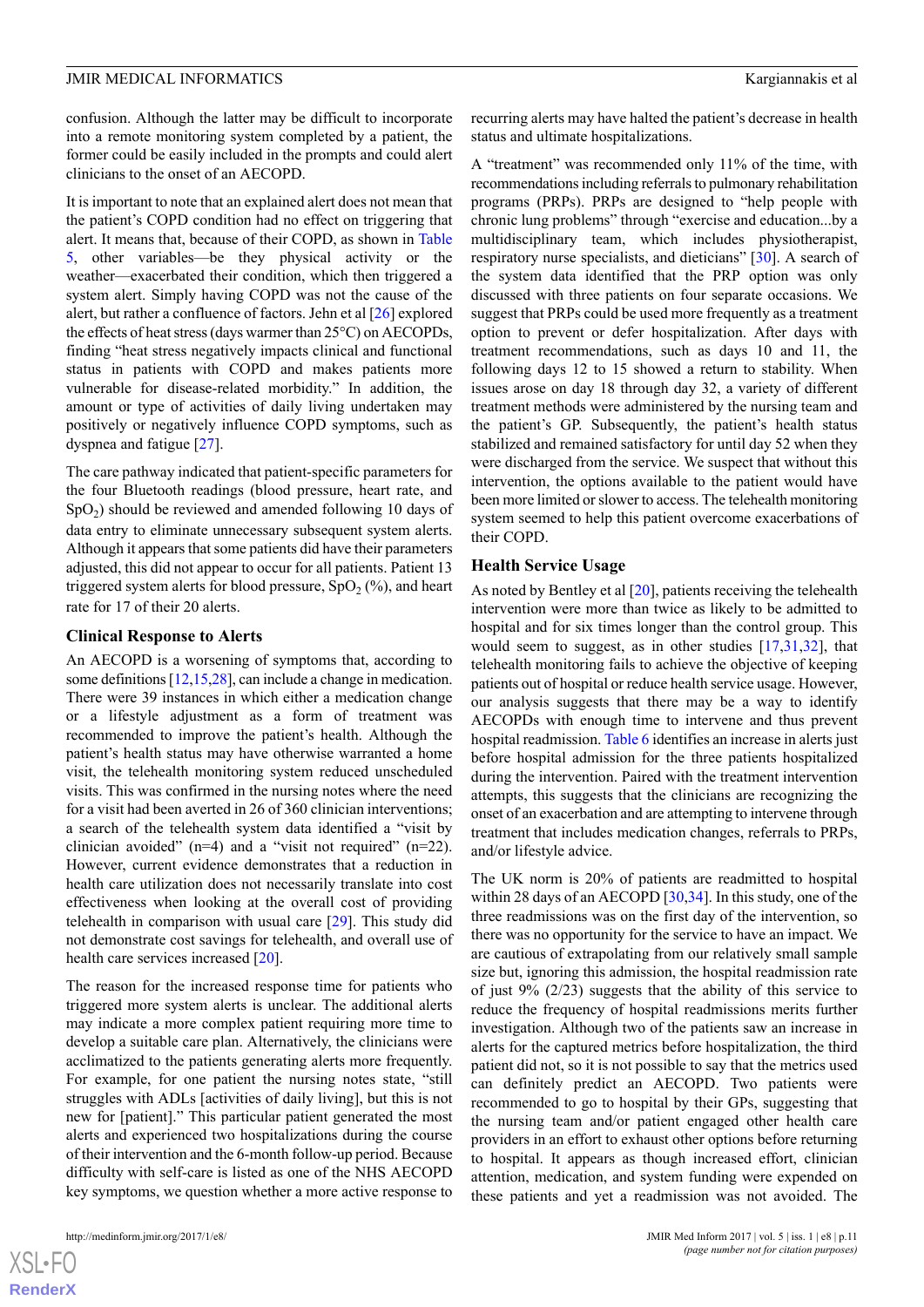confusion. Although the latter may be difficult to incorporate into a remote monitoring system completed by a patient, the former could be easily included in the prompts and could alert clinicians to the onset of an AECOPD.

It is important to note that an explained alert does not mean that the patient's COPD condition had no effect on triggering that alert. It means that, because of their COPD, as shown in Table 5, other variables—be they physical activity or the weather—exacerbated their condition, which then triggered a system alert. Simply having COPD was not the cause of the alert, but rather a confluence of factors. Jehn et al [26] explored the effects of heat stress (days warmer than 25°C) on AECOPDs, finding "heat stress negatively impacts clinical and functional status in patients with COPD and makes patients more vulnerable for disease-related morbidity." In addition, the amount or type of activities of daily living undertaken may positively or negatively influence COPD symptoms, such as dyspnea and fatigue [27].

The care pathway indicated that patient-specific parameters for the four Bluetooth readings (blood pressure, heart rate, and $SpO_2$) should be reviewed and amended following 10 days of data entry to eliminate unnecessary subsequent system alerts. Although it appears that some patients did have their parameters adjusted, this did not appear to occur for all patients. Patient 13 triggered system alerts for blood pressure, $SpO_2$ (%), and heart rate for 17 of their 20 alerts.

### Clinical Response to Alerts

An AECOPD is a worsening of symptoms that, according to some definitions [12,15,28], can include a change in medication. There were 39 instances in which either a medication change or a lifestyle adjustment as a form of treatment was recommended to improve the patient's health. Although the patient's health status may have otherwise warranted a home visit, the telehealth monitoring system reduced unscheduled visits. This was confirmed in the nursing notes where the need for a visit had been averted in 26 of 360 clinician interventions; a search of the telehealth system data identified a "visit by clinician avoided" (n=4) and a "visit not required" (n=22). However, current evidence demonstrates that a reduction in health care utilization does not necessarily translate into cost effectiveness when looking at the overall cost of providing telehealth in comparison with usual care [29]. This study did not demonstrate cost savings for telehealth, and overall use of health care services increased [20].

The reason for the increased response time for patients who triggered more system alerts is unclear. The additional alerts may indicate a more complex patient requiring more time to develop a suitable care plan. Alternatively, the clinicians were acclimatized to the patients generating alerts more frequently. For example, for one patient the nursing notes state, "still struggles with ADLs [activities of daily living], but this is not new for [patient]." This particular patient generated the most alerts and experienced two hospitalizations during the course of their intervention and the 6-month follow-up period. Because difficulty with self-care is listed as one of the NHS AECOPD key symptoms, we question whether a more active response to recurring alerts may have halted the patient's decrease in health status and ultimate hospitalizations.

A "treatment" was recommended only 11% of the time, with recommendations including referrals to pulmonary rehabilitation programs (PRPs). PRPs are designed to "help people with chronic lung problems" through "exercise and education...by a multidisciplinary team, which includes physiotherapist, respiratory nurse specialists, and dieticians" [30]. A search of the system data identified that the PRP option was only discussed with three patients on four separate occasions. We suggest that PRPs could be used more frequently as a treatment option to prevent or defer hospitalization. After days with treatment recommendations, such as days 10 and 11, the following days 12 to 15 showed a return to stability. When issues arose on day 18 through day 32, a variety of different treatment methods were administered by the nursing team and the patient's GP. Subsequently, the patient's health status stabilized and remained satisfactory for until day 52 when they were discharged from the service. We suspect that without this intervention, the options available to the patient would have been more limited or slower to access. The telehealth monitoring system seemed to help this patient overcome exacerbations of their COPD.

### Health Service Usage

As noted by Bentley et al [20], patients receiving the telehealth intervention were more than twice as likely to be admitted to hospital and for six times longer than the control group. This would seem to suggest, as in other studies [17,31,32], that telehealth monitoring fails to achieve the objective of keeping patients out of hospital or reduce health service usage. However, our analysis suggests that there may be a way to identify AECOPDs with enough time to intervene and thus prevent hospital readmission. Table 6 identifies an increase in alerts just before hospital admission for the three patients hospitalized during the intervention. Paired with the treatment intervention attempts, this suggests that the clinicians are recognizing the onset of an exacerbation and are attempting to intervene through treatment that includes medication changes, referrals to PRPs, and/or lifestyle advice.

The UK norm is 20% of patients are readmitted to hospital within 28 days of an AECOPD [30,34]. In this study, one of the three readmissions was on the first day of the intervention, so there was no opportunity for the service to have an impact. We are cautious of extrapolating from our relatively small sample size but, ignoring this admission, the hospital readmission rate of just 9% (2/23) suggests that the ability of this service to reduce the frequency of hospital readmissions merits further investigation. Although two of the patients saw an increase in alerts for the captured metrics before hospitalization, the third patient did not, so it is not possible to say that the metrics used can definitely predict an AECOPD. Two patients were recommended to go to hospital by their GPs, suggesting that the nursing team and/or patient engaged other health care providers in an effort to exhaust other options before returning to hospital. It appears as though increased effort, clinician attention, medication, and system funding were expended on these patients and yet a readmission was not avoided. The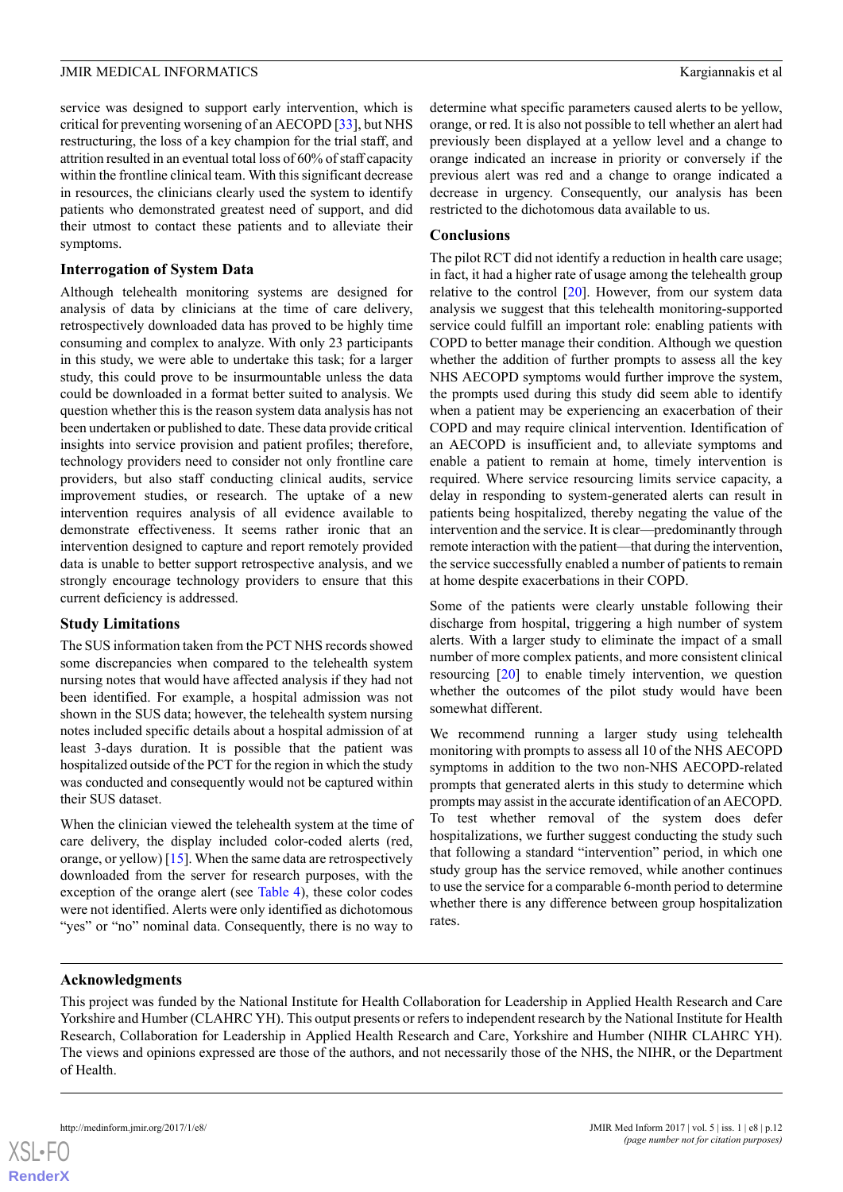service was designed to support early intervention, which is critical for preventing worsening of an AECOPD [33], but NHS restructuring, the loss of a key champion for the trial staff, and attrition resulted in an eventual total loss of 60% of staff capacity within the frontline clinical team. With this significant decrease in resources, the clinicians clearly used the system to identify patients who demonstrated greatest need of support, and did their utmost to contact these patients and to alleviate their symptoms.

### Interrogation of System Data

Although telehealth monitoring systems are designed for analysis of data by clinicians at the time of care delivery, retrospectively downloaded data has proved to be highly time consuming and complex to analyze. With only 23 participants in this study, we were able to undertake this task; for a larger study, this could prove to be insurmountable unless the data could be downloaded in a format better suited to analysis. We question whether this is the reason system data analysis has not been undertaken or published to date. These data provide critical insights into service provision and patient profiles; therefore, technology providers need to consider not only frontline care providers, but also staff conducting clinical audits, service improvement studies, or research. The uptake of a new intervention requires analysis of all evidence available to demonstrate effectiveness. It seems rather ironic that an intervention designed to capture and report remotely provided data is unable to better support retrospective analysis, and we strongly encourage technology providers to ensure that this current deficiency is addressed.

### Study Limitations

The SUS information taken from the PCT NHS records showed some discrepancies when compared to the telehealth system nursing notes that would have affected analysis if they had not been identified. For example, a hospital admission was not shown in the SUS data; however, the telehealth system nursing notes included specific details about a hospital admission of at least 3-days duration. It is possible that the patient was hospitalized outside of the PCT for the region in which the study was conducted and consequently would not be captured within their SUS dataset.

When the clinician viewed the telehealth system at the time of care delivery, the display included color-coded alerts (red, orange, or yellow) [15]. When the same data are retrospectively downloaded from the server for research purposes, with the exception of the orange alert (see Table 4), these color codes were not identified. Alerts were only identified as dichotomous "yes" or "no" nominal data. Consequently, there is no way to determine what specific parameters caused alerts to be yellow, orange, or red. It is also not possible to tell whether an alert had previously been displayed at a yellow level and a change to orange indicated an increase in priority or conversely if the previous alert was red and a change to orange indicated a decrease in urgency. Consequently, our analysis has been restricted to the dichotomous data available to us.

### Conclusions

The pilot RCT did not identify a reduction in health care usage; in fact, it had a higher rate of usage among the telehealth group relative to the control [20]. However, from our system data analysis we suggest that this telehealth monitoring-supported service could fulfill an important role: enabling patients with COPD to better manage their condition. Although we question whether the addition of further prompts to assess all the key NHS AECOPD symptoms would further improve the system, the prompts used during this study did seem able to identify when a patient may be experiencing an exacerbation of their COPD and may require clinical intervention. Identification of an AECOPD is insufficient and, to alleviate symptoms and enable a patient to remain at home, timely intervention is required. Where service resourcing limits service capacity, a delay in responding to system-generated alerts can result in patients being hospitalized, thereby negating the value of the intervention and the service. It is clear—predominantly through remote interaction with the patient—that during the intervention, the service successfully enabled a number of patients to remain at home despite exacerbations in their COPD.

Some of the patients were clearly unstable following their discharge from hospital, triggering a high number of system alerts. With a larger study to eliminate the impact of a small number of more complex patients, and more consistent clinical resourcing [20] to enable timely intervention, we question whether the outcomes of the pilot study would have been somewhat different.

We recommend running a larger study using telehealth monitoring with prompts to assess all 10 of the NHS AECOPD symptoms in addition to the two non-NHS AECOPD-related prompts that generated alerts in this study to determine which prompts may assist in the accurate identification of an AECOPD. To test whether removal of the system does defer hospitalizations, we further suggest conducting the study such that following a standard "intervention" period, in which one study group has the service removed, while another continues to use the service for a comparable 6-month period to determine whether there is any difference between group hospitalization rates.

## Acknowledgments

This project was funded by the National Institute for Health Collaboration for Leadership in Applied Health Research and Care Yorkshire and Humber (CLAHRC YH). This output presents or refers to independent research by the National Institute for Health Research, Collaboration for Leadership in Applied Health Research and Care, Yorkshire and Humber (NIHR CLAHRC YH). The views and opinions expressed are those of the authors, and not necessarily those of the NHS, the NIHR, or the Department of Health.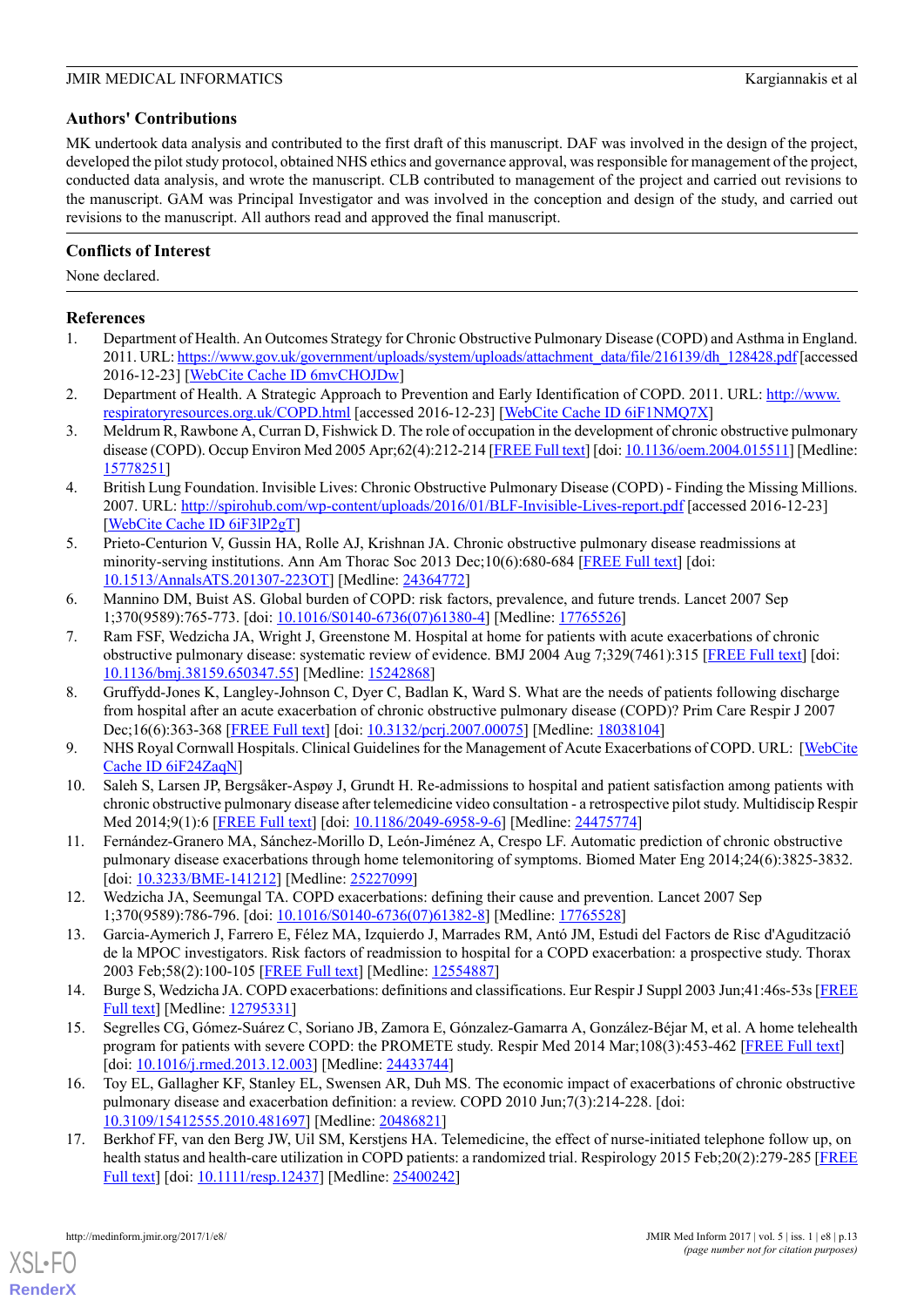## Authors' Contributions

MK undertook data analysis and contributed to the first draft of this manuscript. DAF was involved in the design of the project, developed the pilot study protocol, obtained NHS ethics and governance approval, was responsible for management of the project, conducted data analysis, and wrote the manuscript. CLB contributed to management of the project and carried out revisions to the manuscript. GAM was Principal Investigator and was involved in the conception and design of the study, and carried out revisions to the manuscript. All authors read and approved the final manuscript.

## Conflicts of Interest

None declared.

## References

1. Department of Health. An Outcomes Strategy for Chronic Obstructive Pulmonary Disease (COPD) and Asthma in England. 2011. URL: https://www.gov.uk/government/uploads/system/uploads/attachment_data/file/216139/dh_128428.pdf [accessed 2016-12-23] [WebCite Cache ID 6mvCHOJDw]
2. Department of Health. A Strategic Approach to Prevention and Early Identification of COPD. 2011. URL: http://www.respiratoryresources.org.uk/COPD.html [accessed 2016-12-23] [WebCite Cache ID 6iF1NMQ7X]
3. Meldrum R, Rawbone A, Curran D, Fishwick D. The role of occupation in the development of chronic obstructive pulmonary disease (COPD). Occup Environ Med 2005 Apr;62(4):212-214 [FREE Full text] [doi: 10.1136/oem.2004.015511] [Medline: 15778251]
4. British Lung Foundation. Invisible Lives: Chronic Obstructive Pulmonary Disease (COPD) - Finding the Missing Millions. 2007. URL: http://spirohub.com/wp-content/uploads/2016/01/BLF-Invisible-Lives-report.pdf [accessed 2016-12-23] [WebCite Cache ID 6iF3lP2gT]
5. Prieto-Centurion V, Gussin HA, Rolle AJ, Krishnan JA. Chronic obstructive pulmonary disease readmissions at minority-serving institutions. Ann Am Thorac Soc 2013 Dec;10(6):680-684 [FREE Full text] [doi: 10.1513/AnnalsATS.201307-223OT] [Medline: 24364772]
6. Mannino DM, Buist AS. Global burden of COPD: risk factors, prevalence, and future trends. Lancet 2007 Sep 1;370(9589):765-773. [doi: 10.1016/S0140-6736(07)61380-4] [Medline: 17765526]
7. Ram FSF, Wedzicha JA, Wright J, Greenstone M. Hospital at home for patients with acute exacerbations of chronic obstructive pulmonary disease: systematic review of evidence. BMJ 2004 Aug 7;329(7461):315 [FREE Full text] [doi: 10.1136/bmj.38159.650347.55] [Medline: 15242868]
8. Gruffydd-Jones K, Langley-Johnson C, Dyer C, Badlan K, Ward S. What are the needs of patients following discharge from hospital after an acute exacerbation of chronic obstructive pulmonary disease (COPD)? Prim Care Respir J 2007 Dec;16(6):363-368 [FREE Full text] [doi: 10.3132/pcrj.2007.00075] [Medline: 18038104]
9. NHS Royal Cornwall Hospitals. Clinical Guidelines for the Management of Acute Exacerbations of COPD. URL: [WebCite Cache ID 6iF24ZaqN]
10. Saleh S, Larsen JP, Bergsåker-Aspøy J, Grundt H. Re-admissions to hospital and patient satisfaction among patients with chronic obstructive pulmonary disease after telemedicine video consultation - a retrospective pilot study. Multidiscip Respir Med 2014;9(1):6 [FREE Full text] [doi: 10.1186/2049-6958-9-6] [Medline: 24475774]
11. Fernández-Granero MA, Sánchez-Morillo D, León-Jiménez A, Crespo LF. Automatic prediction of chronic obstructive pulmonary disease exacerbations through home telemonitoring of symptoms. Biomed Mater Eng 2014;24(6):3825-3832. [doi: 10.3233/BME-141212] [Medline: 25227099]
12. Wedzicha JA, Seemungal TA. COPD exacerbations: defining their cause and prevention. Lancet 2007 Sep 1;370(9589):786-796. [doi: 10.1016/S0140-6736(07)61382-8] [Medline: 17765528]
13. Garcia-Aymerich J, Farrero E, Félez MA, Izquierdo J, Marrades RM, Antó JM, Estudi del Factors de Risc d'Agudització de la MPOC investigators. Risk factors of readmission to hospital for a COPD exacerbation: a prospective study. Thorax 2003 Feb;58(2):100-105 [FREE Full text] [Medline: 12554887]
14. Burge S, Wedzicha JA. COPD exacerbations: definitions and classifications. Eur Respir J Suppl 2003 Jun;41:46s-53s [FREE Full text] [Medline: 12795331]
15. Segrelles CG, Gómez-Suárez C, Soriano JB, Zamora E, Gónzalez-Gamarra A, González-Béjar M, et al. A home telehealth program for patients with severe COPD: the PROMETE study. Respir Med 2014 Mar;108(3):453-462 [FREE Full text] [doi: 10.1016/j.rmed.2013.12.003] [Medline: 24433744]
16. Toy EL, Gallagher KF, Stanley EL, Swensen AR, Duh MS. The economic impact of exacerbations of chronic obstructive pulmonary disease and exacerbation definition: a review. COPD 2010 Jun;7(3):214-228. [doi: 10.3109/15412555.2010.481697] [Medline: 20486821]
17. Berkhof FF, van den Berg JW, Uil SM, Kerstjens HA. Telemedicine, the effect of nurse-initiated telephone follow up, on health status and health-care utilization in COPD patients: a randomized trial. Respirology 2015 Feb;20(2):279-285 [FREE Full text] [doi: 10.1111/resp.12437] [Medline: 25400242]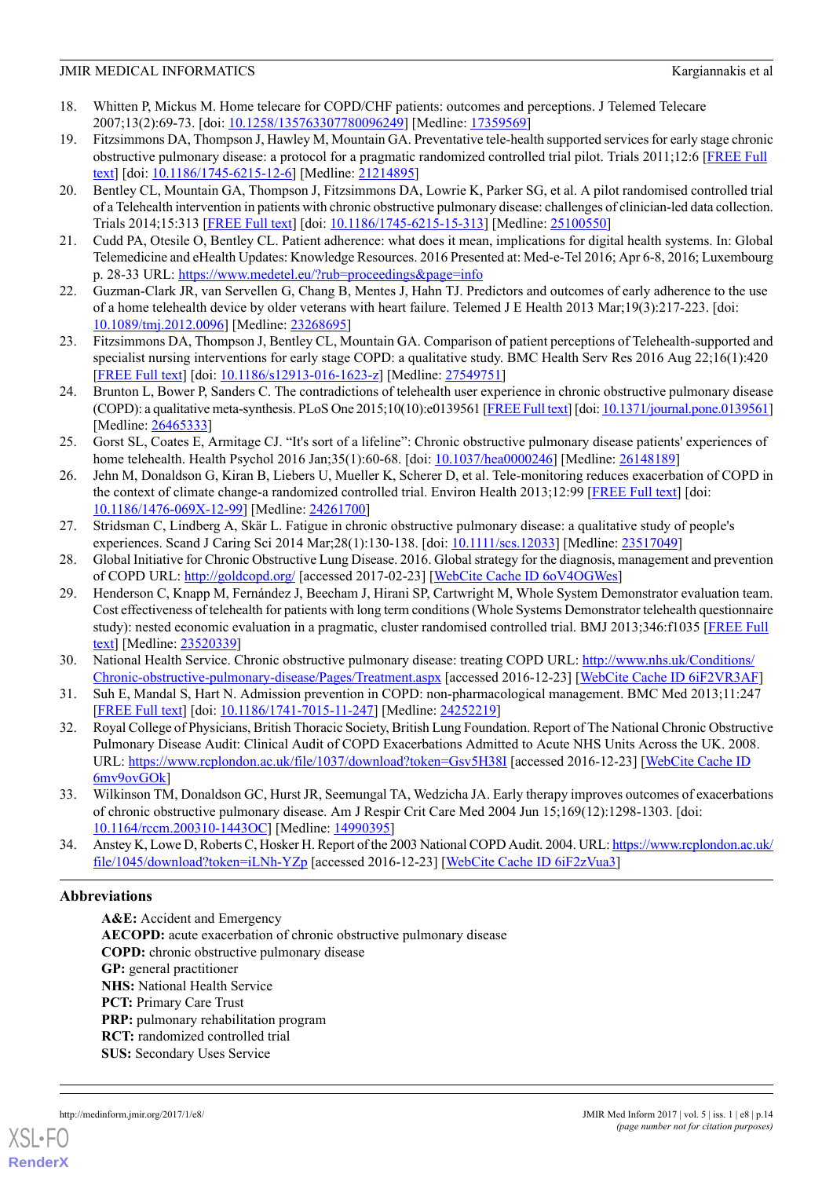18. Whitten P, Mickus M. Home telecare for COPD/CHF patients: outcomes and perceptions. J Telemed Telecare 2007;13(2):69-73. [doi: 10.1258/135763307780096249] [Medline: 17359569]
19. Fitzsimmons DA, Thompson J, Hawley M, Mountain GA. Preventative tele-health supported services for early stage chronic obstructive pulmonary disease: a protocol for a pragmatic randomized controlled trial pilot. Trials 2011;12:6 [FREE Full text] [doi: 10.1186/1745-6215-12-6] [Medline: 21214895]
20. Bentley CL, Mountain GA, Thompson J, Fitzsimmons DA, Lowrie K, Parker SG, et al. A pilot randomised controlled trial of a Telehealth intervention in patients with chronic obstructive pulmonary disease: challenges of clinician-led data collection. Trials 2014;15:313 [FREE Full text] [doi: 10.1186/1745-6215-15-313] [Medline: 25100550]
21. Cudd PA, Otesile O, Bentley CL. Patient adherence: what does it mean, implications for digital health systems. In: Global Telemedicine and eHealth Updates: Knowledge Resources. 2016 Presented at: Med-e-Tel 2016; Apr 6-8, 2016; Luxembourg p. 28-33 URL: https://www.medetel.eu/?rub=proceedings&page=info
22. Guzman-Clark JR, van Servellen G, Chang B, Mentes J, Hahn TJ. Predictors and outcomes of early adherence to the use of a home telehealth device by older veterans with heart failure. Telemed J E Health 2013 Mar;19(3):217-223. [doi: 10.1089/tmj.2012.0096] [Medline: 23268695]
23. Fitzsimmons DA, Thompson J, Bentley CL, Mountain GA. Comparison of patient perceptions of Telehealth-supported and specialist nursing interventions for early stage COPD: a qualitative study. BMC Health Serv Res 2016 Aug 22;16(1):420 [FREE Full text] [doi: 10.1186/s12913-016-1623-z] [Medline: 27549751]
24. Brunton L, Bower P, Sanders C. The contradictions of telehealth user experience in chronic obstructive pulmonary disease (COPD): a qualitative meta-synthesis. PLoS One 2015;10(10):e0139561 [FREE Full text] [doi: 10.1371/journal.pone.0139561] [Medline: 26465333]
25. Gorst SL, Coates E, Armitage CJ. "It's sort of a lifeline": Chronic obstructive pulmonary disease patients' experiences of home telehealth. Health Psychol 2016 Jan;35(1):60-68. [doi: 10.1037/hea0000246] [Medline: 26148189]
26. Jehn M, Donaldson G, Kiran B, Liebers U, Mueller K, Scherer D, et al. Tele-monitoring reduces exacerbation of COPD in the context of climate change-a randomized controlled trial. Environ Health 2013;12:99 [FREE Full text] [doi: 10.1186/1476-069X-12-99] [Medline: 24261700]
27. Stridsman C, Lindberg A, Skär L. Fatigue in chronic obstructive pulmonary disease: a qualitative study of people's experiences. Scand J Caring Sci 2014 Mar;28(1):130-138. [doi: 10.1111/scs.12033] [Medline: 23517049]
28. Global Initiative for Chronic Obstructive Lung Disease. 2016. Global strategy for the diagnosis, management and prevention of COPD URL: http://goldcopd.org/ [accessed 2017-02-23] [WebCite Cache ID 6oV4OGWes]
29. Henderson C, Knapp M, Fernández J, Beecham J, Hirani SP, Cartwright M, Whole System Demonstrator evaluation team. Cost effectiveness of telehealth for patients with long term conditions (Whole Systems Demonstrator telehealth questionnaire study): nested economic evaluation in a pragmatic, cluster randomised controlled trial. BMJ 2013;346:f1035 [FREE Full text] [Medline: 23520339]
30. National Health Service. Chronic obstructive pulmonary disease: treating COPD URL: http://www.nhs.uk/Conditions/Chronic-obstructive-pulmonary-disease/Pages/Treatment.aspx [accessed 2016-12-23] [WebCite Cache ID 6iF2VR3AF]
31. Suh E, Mandal S, Hart N. Admission prevention in COPD: non-pharmacological management. BMC Med 2013;11:247 [FREE Full text] [doi: 10.1186/1741-7015-11-247] [Medline: 24252219]
32. Royal College of Physicians, British Thoracic Society, British Lung Foundation. Report of The National Chronic Obstructive Pulmonary Disease Audit: Clinical Audit of COPD Exacerbations Admitted to Acute NHS Units Across the UK. 2008. URL: https://www.rcplondon.ac.uk/file/1037/download?token=Gsv5H38I [accessed 2016-12-23] [WebCite Cache ID 6mv9ovGOk]
33. Wilkinson TM, Donaldson GC, Hurst JR, Seemungal TA, Wedzicha JA. Early therapy improves outcomes of exacerbations of chronic obstructive pulmonary disease. Am J Respir Crit Care Med 2004 Jun 15;169(12):1298-1303. [doi: 10.1164/rccm.200310-1443OC] [Medline: 14990395]
34. Anstey K, Lowe D, Roberts C, Hosker H. Report of the 2003 National COPD Audit. 2004. URL: https://www.rcplondon.ac.uk/file/1045/download?token=iLNh-YZp [accessed 2016-12-23] [WebCite Cache ID 6iF2zVua3]

## Abbreviations

**A&E:** Accident and Emergency
**AECOPD:** acute exacerbation of chronic obstructive pulmonary disease
**COPD:** chronic obstructive pulmonary disease
**GP:** general practitioner
**NHS:** National Health Service
**PCT:** Primary Care Trust
**PRP:** pulmonary rehabilitation program
**RCT:** randomized controlled trial
**SUS:** Secondary Uses Service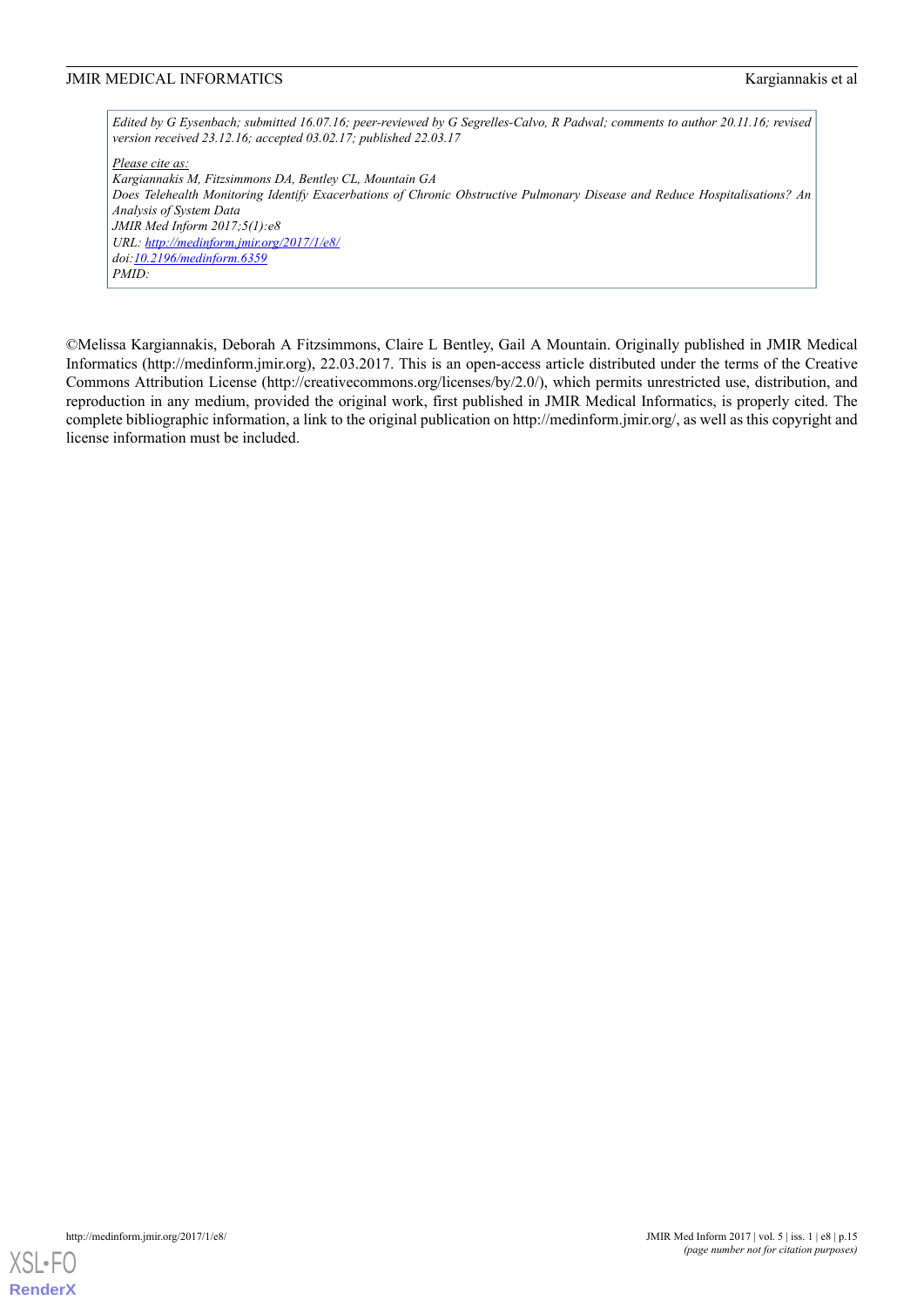*Edited by G Eysenbach; submitted 16.07.16; peer-reviewed by G Segrelles-Calvo, R Padwal; comments to author 20.11.16; revised version received 23.12.16; accepted 03.02.17; published 22.03.17*

*Please cite as:*
*Kargiannakis M, Fitzsimmons DA, Bentley CL, Mountain GA*
*Does Telehealth Monitoring Identify Exacerbations of Chronic Obstructive Pulmonary Disease and Reduce Hospitalisations? An Analysis of System Data*
*JMIR Med Inform 2017;5(1):e8*
*URL: [http://medinform.jmir.org/2017/1/e8/](http://medinform.jmir.org/2017/1/e8/)*
*doi:[10.2196/medinform.6359](10.2196/medinform.6359)*
*PMID:*

©Melissa Kargiannakis, Deborah A Fitzsimmons, Claire L Bentley, Gail A Mountain. Originally published in JMIR Medical Informatics (http://medinform.jmir.org), 22.03.2017. This is an open-access article distributed under the terms of the Creative Commons Attribution License (http://creativecommons.org/licenses/by/2.0/), which permits unrestricted use, distribution, and reproduction in any medium, provided the original work, first published in JMIR Medical Informatics, is properly cited. The complete bibliographic information, a link to the original publication on http://medinform.jmir.org/, as well as this copyright and license information must be included.